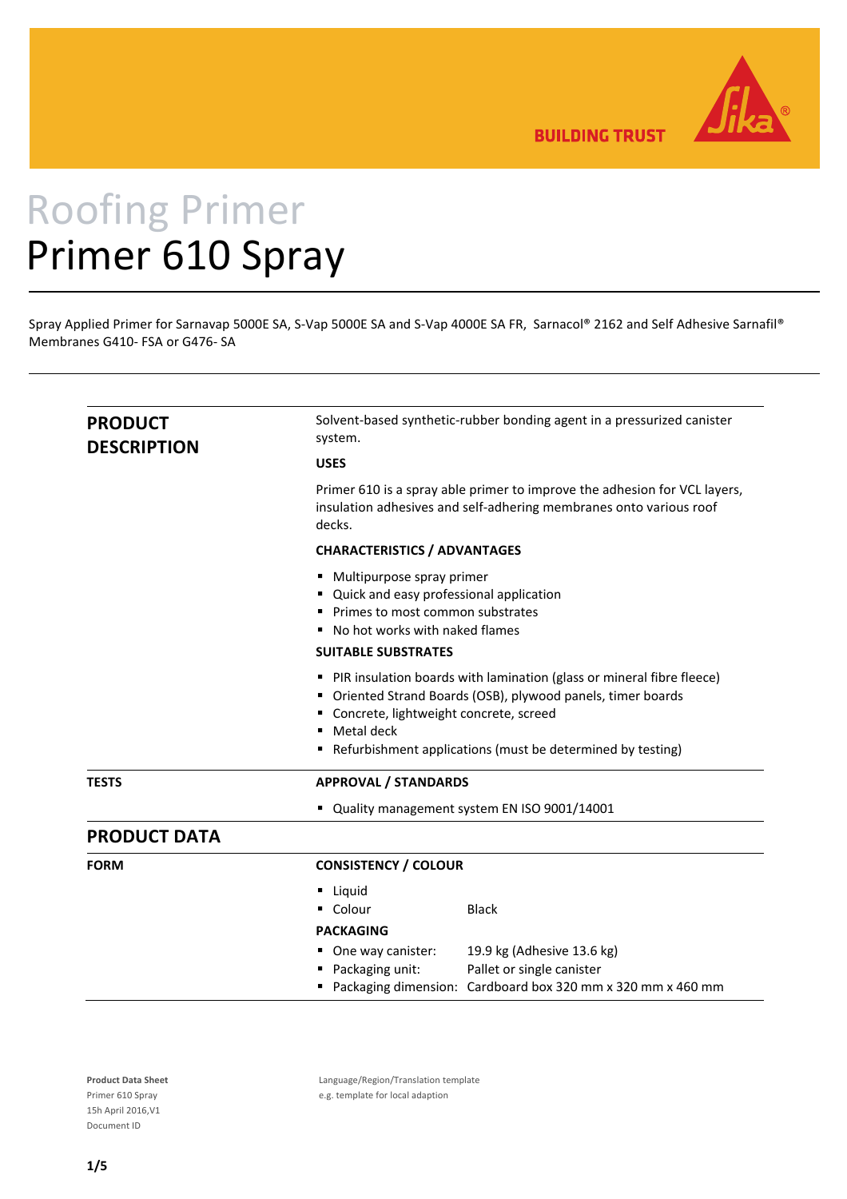# Roofing Primer
# Primer 610 Spray

Spray Applied Primer for Sarnavap 5000E SA, S-Vap 5000E SA and S-Vap 4000E SA FR, Sarnacol® 2162 and Self Adhesive Sarnafil® Membranes G410- FSA or G476- SA

## PRODUCT DESCRIPTION

Solvent-based synthetic-rubber bonding agent in a pressurized canister system.

### USES

Primer 610 is a spray able primer to improve the adhesion for VCL layers, insulation adhesives and self-adhering membranes onto various roof decks.

### CHARACTERISTICS / ADVANTAGES

- Multipurpose spray primer
- Quick and easy professional application
- Primes to most common substrates
- No hot works with naked flames

### SUITABLE SUBSTRATES

- PIR insulation boards with lamination (glass or mineral fibre fleece)
- Oriented Strand Boards (OSB), plywood panels, timer boards
- Concrete, lightweight concrete, screed
- Metal deck
- Refurbishment applications (must be determined by testing)

## TESTS

### APPROVAL / STANDARDS

- Quality management system EN ISO 9001/14001

## PRODUCT DATA

### FORM

#### CONSISTENCY / COLOUR

- Liquid
- Colour: Black

#### PACKAGING

- One way canister: 19.9 kg (Adhesive 13.6 kg)
- Packaging unit: Pallet or single canister
- Packaging dimension: Cardboard box 320 mm x 320 mm x 460 mm

**Product Data Sheet**
Primer 610 Spray
15h April 2016,V1
Document ID

Language/Region/Translation template
e.g. template for local adaption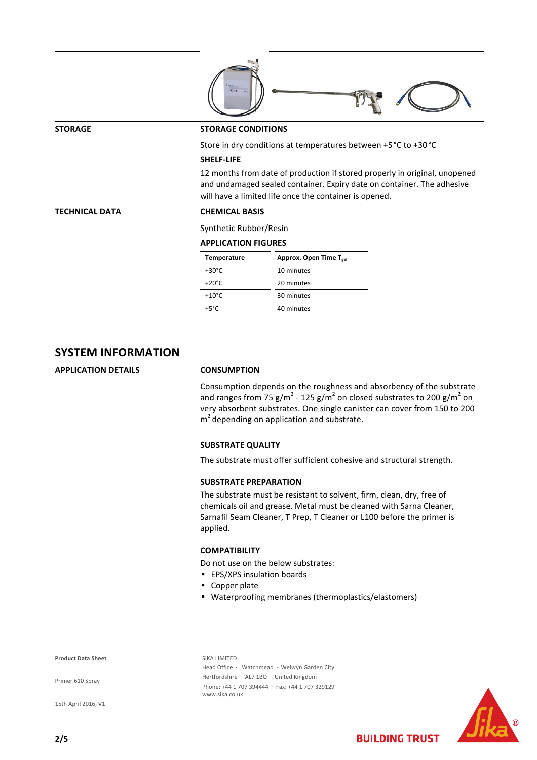**STORAGE**

**STORAGE CONDITIONS**

Store in dry conditions at temperatures between +5 °C to +30 °C

**SHELF-LIFE**

12 months from date of production if stored properly in original, unopened and undamaged sealed container. Expiry date on container. The adhesive will have a limited life once the container is opened.

**TECHNICAL DATA**

**CHEMICAL BASIS**

Synthetic Rubber/Resin

**APPLICATION FIGURES**

| Temperature | Approx. Open Time $T_{gel}$ |
|---|---|
| +30°C | 10 minutes |
| +20°C | 20 minutes |
| +10°C | 30 minutes |
| +5°C | 40 minutes |

## SYSTEM INFORMATION

**APPLICATION DETAILS**

**CONSUMPTION**

Consumption depends on the roughness and absorbency of the substrate and ranges from 75 g/m$^2$ - 125 g/m$^2$ on closed substrates to 200 g/m$^2$ on very absorbent substrates. One single canister can cover from 150 to 200 m$^2$ depending on application and substrate.

**SUBSTRATE QUALITY**

The substrate must offer sufficient cohesive and structural strength.

**SUBSTRATE PREPARATION**

The substrate must be resistant to solvent, firm, clean, dry, free of chemicals oil and grease. Metal must be cleaned with Sarna Cleaner, Sarnafil Seam Cleaner, T Prep, T Cleaner or L100 before the primer is applied.

**COMPATIBILITY**

Do not use on the below substrates:
- EPS/XPS insulation boards
- Copper plate
- Waterproofing membranes (thermoplastics/elastomers)

Product Data Sheet
Primer 610 Spray
15th April 2016, V1

SIKA LIMITED
Head Office · Watchmead · Welwyn Garden City
Hertfordshire · AL7 1BQ · United Kingdom
Phone: +44 1 707 394444 · Fax: +44 1 707 329129
www.sika.co.uk

BUILDING TRUST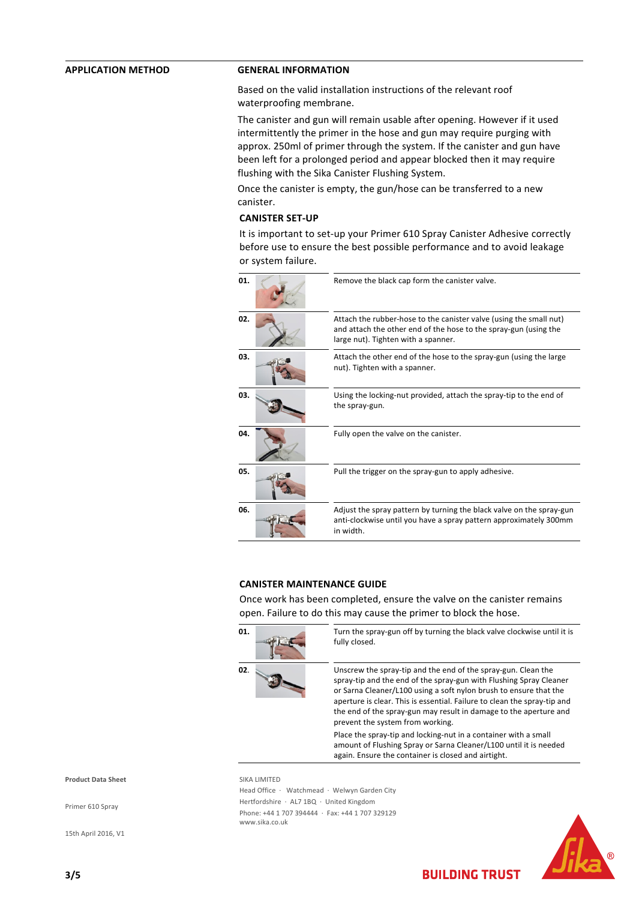## APPLICATION METHOD

### GENERAL INFORMATION

Based on the valid installation instructions of the relevant roof waterproofing membrane.

The canister and gun will remain usable after opening. However if it used intermittently the primer in the hose and gun may require purging with approx. 250ml of primer through the system. If the canister and gun have been left for a prolonged period and appear blocked then it may require flushing with the Sika Canister Flushing System.

Once the canister is empty, the gun/hose can be transferred to a new canister.

### CANISTER SET-UP

It is important to set-up your Primer 610 Spray Canister Adhesive correctly before use to ensure the best possible performance and to avoid leakage or system failure.

| Step | Instruction |
|---|---|
| **01.** | Remove the black cap form the canister valve. |
| **02.** | Attach the rubber-hose to the canister valve (using the small nut) and attach the other end of the hose to the spray-gun (using the large nut). Tighten with a spanner. |
| **03.** | Attach the other end of the hose to the spray-gun (using the large nut). Tighten with a spanner. |
| **03.** | Using the locking-nut provided, attach the spray-tip to the end of the spray-gun. |
| **04.** | Fully open the valve on the canister. |
| **05.** | Pull the trigger on the spray-gun to apply adhesive. |
| **06.** | Adjust the spray pattern by turning the black valve on the spray-gun anti-clockwise until you have a spray pattern approximately 300mm in width. |

### CANISTER MAINTENANCE GUIDE

Once work has been completed, ensure the valve on the canister remains open. Failure to do this may cause the primer to block the hose.

| Step | Instruction |
|---|---|
| **01.** | Turn the spray-gun off by turning the black valve clockwise until it is fully closed. |
| **02.** | Unscrew the spray-tip and the end of the spray-gun. Clean the spray-tip and the end of the spray-gun with Flushing Spray Cleaner or Sarna Cleaner/L100 using a soft nylon brush to ensure that the aperture is clear. This is essential. Failure to clean the spray-tip and the end of the spray-gun may result in damage to the aperture and prevent the system from working. Place the spray-tip and locking-nut in a container with a small amount of Flushing Spray or Sarna Cleaner/L100 until it is needed again. Ensure the container is closed and airtight. |

**Product Data Sheet**
Primer 610 Spray
15th April 2016, V1

SIKA LIMITED
Head Office · Watchmead · Welwyn Garden City
Hertfordshire · AL7 1BQ · United Kingdom
Phone: +44 1 707 394444 · Fax: +44 1 707 329129
www.sika.co.uk

BUILDING TRUST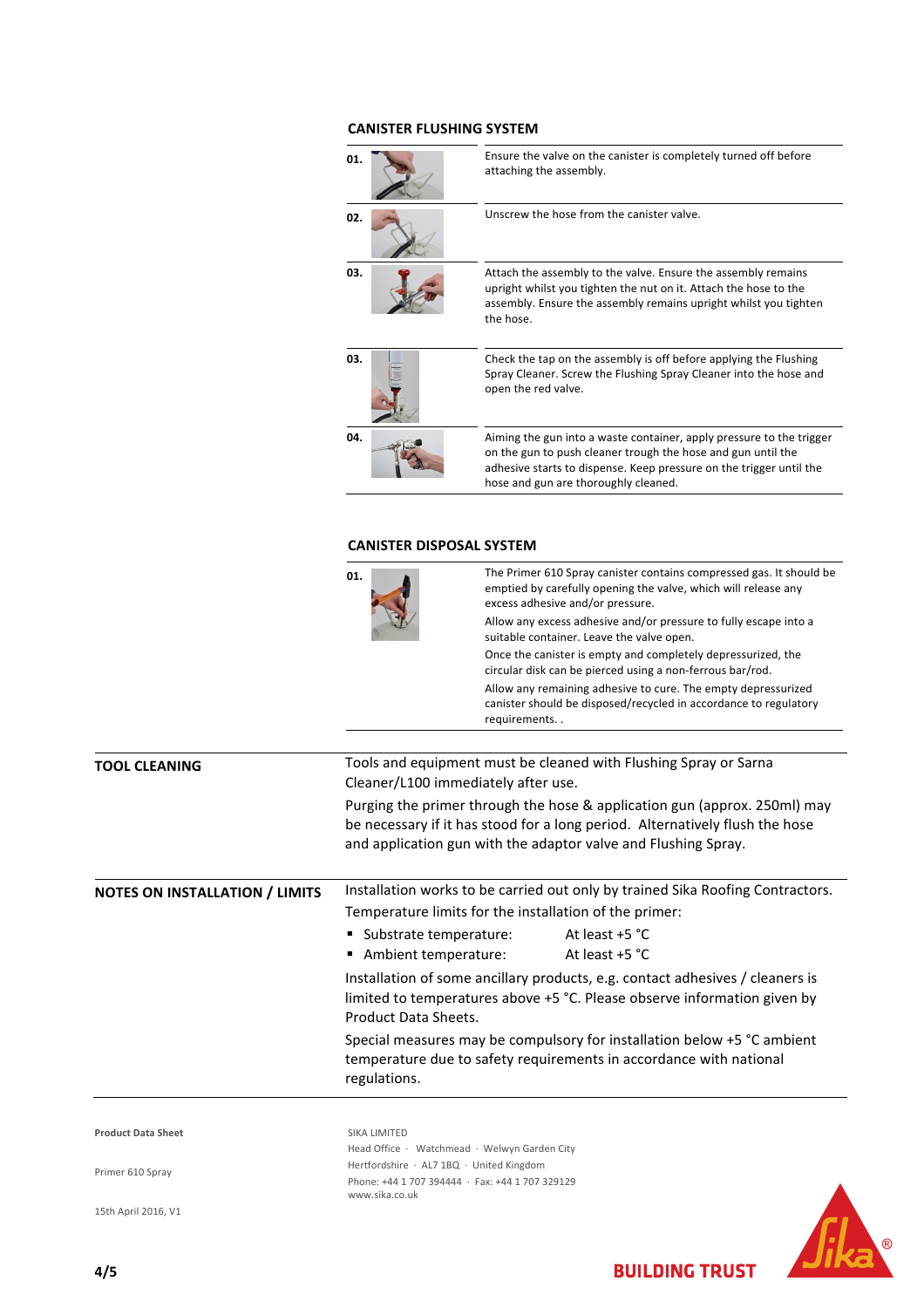### CANISTER FLUSHING SYSTEM

| | |
|---|---|
| 01. | Ensure the valve on the canister is completely turned off before attaching the assembly. |
| 02. | Unscrew the hose from the canister valve. |
| 03. | Attach the assembly to the valve. Ensure the assembly remains upright whilst you tighten the nut on it. Attach the hose to the assembly. Ensure the assembly remains upright whilst you tighten the hose. |
| 03. | Check the tap on the assembly is off before applying the Flushing Spray Cleaner. Screw the Flushing Spray Cleaner into the hose and open the red valve. |
| 04. | Aiming the gun into a waste container, apply pressure to the trigger on the gun to push cleaner trough the hose and gun until the adhesive starts to dispense. Keep pressure on the trigger until the hose and gun are thoroughly cleaned. |

### CANISTER DISPOSAL SYSTEM

01.

The Primer 610 Spray canister contains compressed gas. It should be emptied by carefully opening the valve, which will release any excess adhesive and/or pressure.

Allow any excess adhesive and/or pressure to fully escape into a suitable container. Leave the valve open.

Once the canister is empty and completely depressurized, the circular disk can be pierced using a non-ferrous bar/rod.

Allow any remaining adhesive to cure. The empty depressurized canister should be disposed/recycled in accordance to regulatory requirements. .

## TOOL CLEANING

Tools and equipment must be cleaned with Flushing Spray or Sarna Cleaner/L100 immediately after use.

Purging the primer through the hose & application gun (approx. 250ml) may be necessary if it has stood for a long period. Alternatively flush the hose and application gun with the adaptor valve and Flushing Spray.

## NOTES ON INSTALLATION / LIMITS

Installation works to be carried out only by trained Sika Roofing Contractors.

Temperature limits for the installation of the primer:

- Substrate temperature: At least +5 °C
- Ambient temperature: At least +5 °C

Installation of some ancillary products, e.g. contact adhesives / cleaners is limited to temperatures above +5 °C. Please observe information given by Product Data Sheets.

Special measures may be compulsory for installation below +5 °C ambient temperature due to safety requirements in accordance with national regulations.

**Product Data Sheet**
Primer 610 Spray
15th April 2016, V1

SIKA LIMITED
Head Office · Watchmead · Welwyn Garden City
Hertfordshire · AL7 1BQ · United Kingdom
Phone: +44 1 707 394444 · Fax: +44 1 707 329129
www.sika.co.uk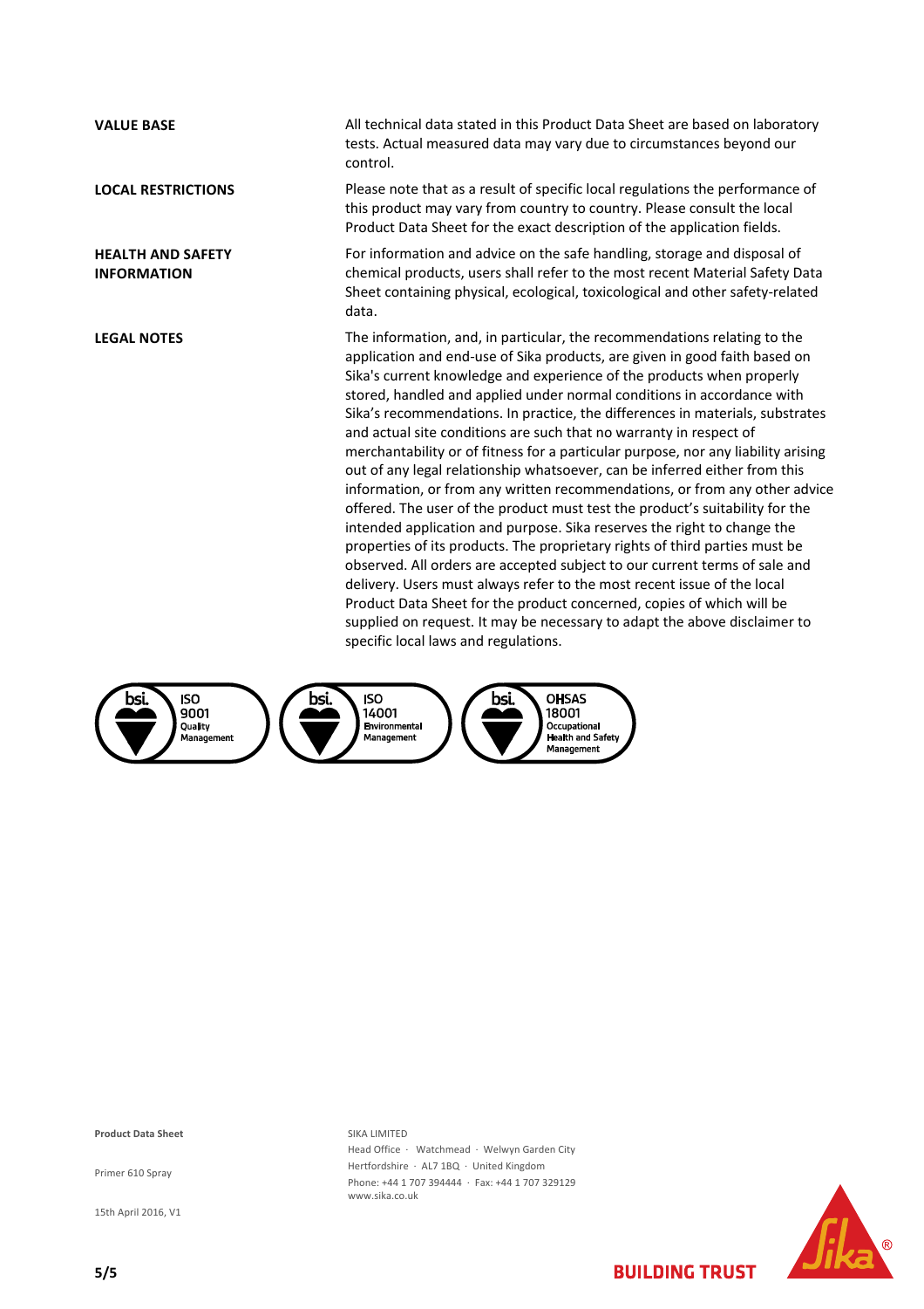**VALUE BASE**

All technical data stated in this Product Data Sheet are based on laboratory tests. Actual measured data may vary due to circumstances beyond our control.

**LOCAL RESTRICTIONS**

Please note that as a result of specific local regulations the performance of this product may vary from country to country. Please consult the local Product Data Sheet for the exact description of the application fields.

**HEALTH AND SAFETY INFORMATION**

For information and advice on the safe handling, storage and disposal of chemical products, users shall refer to the most recent Material Safety Data Sheet containing physical, ecological, toxicological and other safety-related data.

**LEGAL NOTES**

The information, and, in particular, the recommendations relating to the application and end-use of Sika products, are given in good faith based on Sika's current knowledge and experience of the products when properly stored, handled and applied under normal conditions in accordance with Sika's recommendations. In practice, the differences in materials, substrates and actual site conditions are such that no warranty in respect of merchantability or of fitness for a particular purpose, nor any liability arising out of any legal relationship whatsoever, can be inferred either from this information, or from any written recommendations, or from any other advice offered. The user of the product must test the product's suitability for the intended application and purpose. Sika reserves the right to change the properties of its products. The proprietary rights of third parties must be observed. All orders are accepted subject to our current terms of sale and delivery. Users must always refer to the most recent issue of the local Product Data Sheet for the product concerned, copies of which will be supplied on request. It may be necessary to adapt the above disclaimer to specific local laws and regulations.

bsi. ISO 9001 Quality Management

bsi. ISO 14001 Environmental Management

bsi. OHSAS 18001 Occupational Health and Safety Management

**Product Data Sheet**

Primer 610 Spray

15th April 2016, V1

SIKA LIMITED
Head Office · Watchmead · Welwyn Garden City
Hertfordshire · AL7 1BQ · United Kingdom
Phone: +44 1 707 394444 · Fax: +44 1 707 329129
www.sika.co.uk

**BUILDING TRUST**